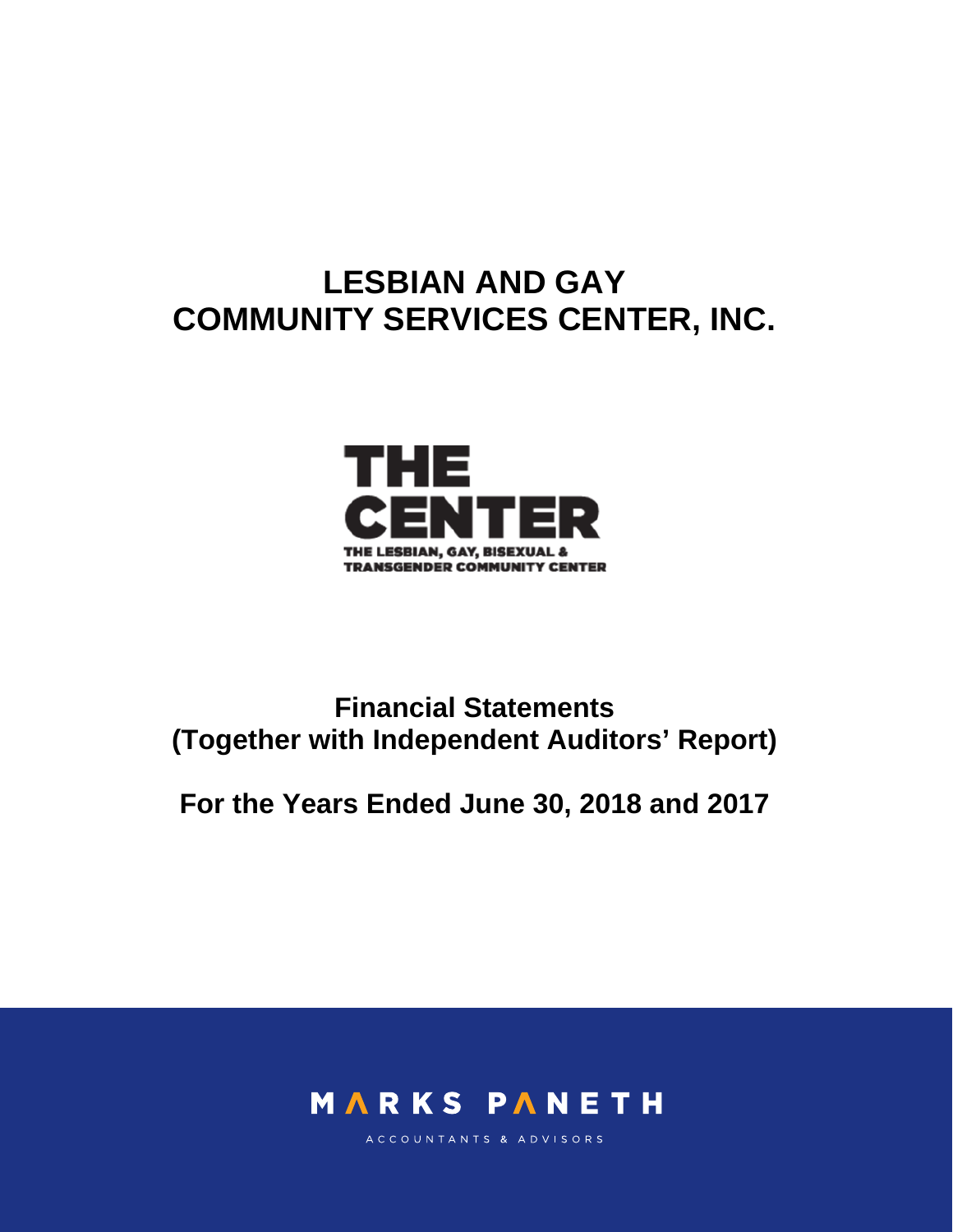# LESBIAN AND GAY COMMUNITY SERVICES CENTER, INC.

THE CENTER

THE LESBIAN, GAY, BISEXUAL & TRANSGENDER COMMUNITY CENTER

## Financial Statements (Together with Independent Auditors' Report)

## For the Years Ended June 30, 2018 and 2017

MARKS PANETH

ACCOUNTANTS & ADVISORS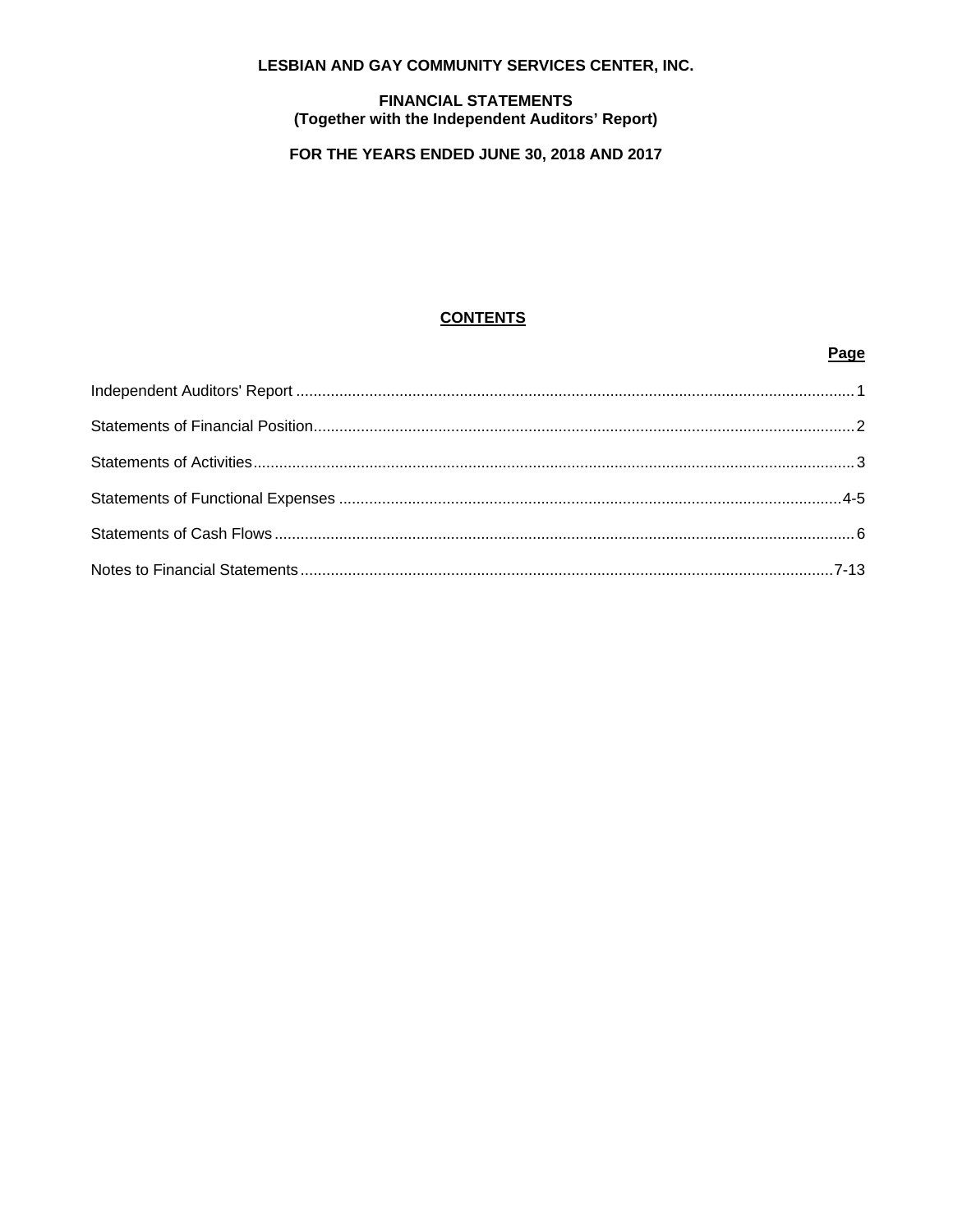# LESBIAN AND GAY COMMUNITY SERVICES CENTER, INC.

## FINANCIAL STATEMENTS
## (Together with the Independent Auditors' Report)

## FOR THE YEARS ENDED JUNE 30, 2018 AND 2017

### CONTENTS

| | Page |
|---|---|
| Independent Auditors' Report | 1 |
| Statements of Financial Position | 2 |
| Statements of Activities | 3 |
| Statements of Functional Expenses | 4-5 |
| Statements of Cash Flows | 6 |
| Notes to Financial Statements | 7-13 |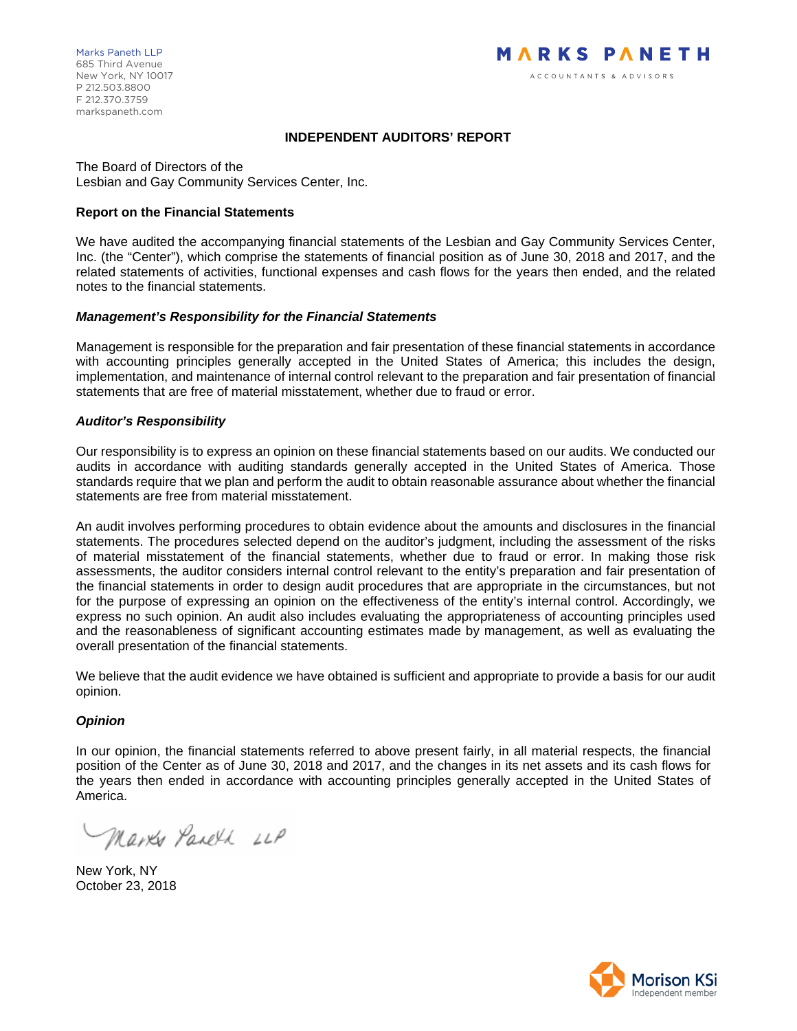Marks Paneth LLP
685 Third Avenue
New York, NY 10017
P 212.503.8800
F 212.370.3759
markspaneth.com

MARKS PANETH
ACCOUNTANTS & ADVISORS

# INDEPENDENT AUDITORS' REPORT

The Board of Directors of the
Lesbian and Gay Community Services Center, Inc.

## Report on the Financial Statements

We have audited the accompanying financial statements of the Lesbian and Gay Community Services Center, Inc. (the "Center"), which comprise the statements of financial position as of June 30, 2018 and 2017, and the related statements of activities, functional expenses and cash flows for the years then ended, and the related notes to the financial statements.

### *Management's Responsibility for the Financial Statements*

Management is responsible for the preparation and fair presentation of these financial statements in accordance with accounting principles generally accepted in the United States of America; this includes the design, implementation, and maintenance of internal control relevant to the preparation and fair presentation of financial statements that are free of material misstatement, whether due to fraud or error.

### *Auditor's Responsibility*

Our responsibility is to express an opinion on these financial statements based on our audits. We conducted our audits in accordance with auditing standards generally accepted in the United States of America. Those standards require that we plan and perform the audit to obtain reasonable assurance about whether the financial statements are free from material misstatement.

An audit involves performing procedures to obtain evidence about the amounts and disclosures in the financial statements. The procedures selected depend on the auditor's judgment, including the assessment of the risks of material misstatement of the financial statements, whether due to fraud or error. In making those risk assessments, the auditor considers internal control relevant to the entity's preparation and fair presentation of the financial statements in order to design audit procedures that are appropriate in the circumstances, but not for the purpose of expressing an opinion on the effectiveness of the entity's internal control. Accordingly, we express no such opinion. An audit also includes evaluating the appropriateness of accounting principles used and the reasonableness of significant accounting estimates made by management, as well as evaluating the overall presentation of the financial statements.

We believe that the audit evidence we have obtained is sufficient and appropriate to provide a basis for our audit opinion.

### *Opinion*

In our opinion, the financial statements referred to above present fairly, in all material respects, the financial position of the Center as of June 30, 2018 and 2017, and the changes in its net assets and its cash flows for the years then ended in accordance with accounting principles generally accepted in the United States of America.

Marks Paneth LLP

New York, NY
October 23, 2018

Morison KSi
Independent member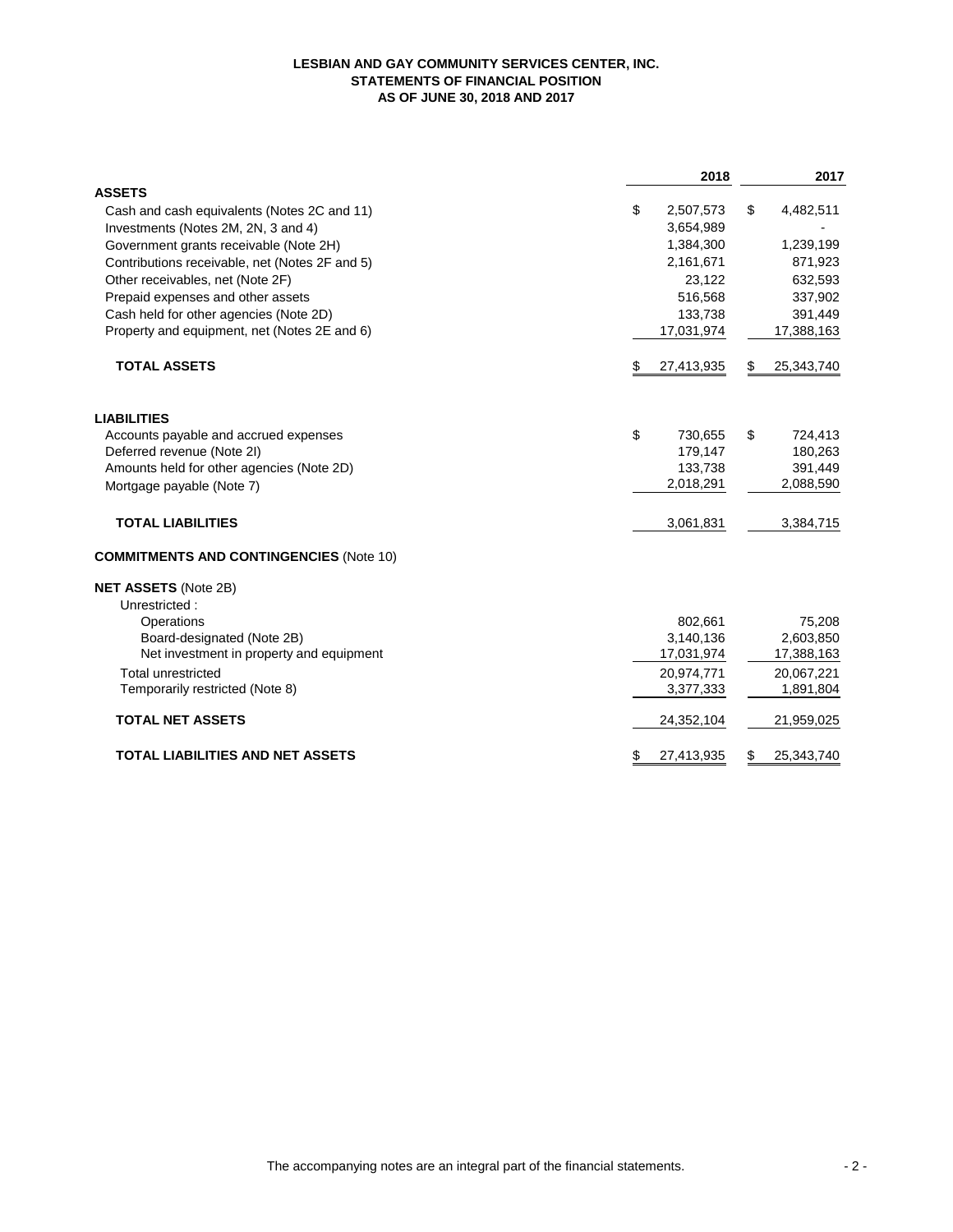# LESBIAN AND GAY COMMUNITY SERVICES CENTER, INC.
## STATEMENTS OF FINANCIAL POSITION
## AS OF JUNE 30, 2018 AND 2017

| | 2018 | 2017 |
|---|---|---|
| **ASSETS** | | |
| Cash and cash equivalents (Notes 2C and 11) | $ 2,507,573 | $ 4,482,511 |
| Investments (Notes 2M, 2N, 3 and 4) | 3,654,989 | - |
| Government grants receivable (Note 2H) | 1,384,300 | 1,239,199 |
| Contributions receivable, net (Notes 2F and 5) | 2,161,671 | 871,923 |
| Other receivables, net (Note 2F) | 23,122 | 632,593 |
| Prepaid expenses and other assets | 516,568 | 337,902 |
| Cash held for other agencies (Note 2D) | 133,738 | 391,449 |
| Property and equipment, net (Notes 2E and 6) | 17,031,974 | 17,388,163 |
| **TOTAL ASSETS** | $ 27,413,935 | $ 25,343,740 |
| **LIABILITIES** | | |
| Accounts payable and accrued expenses | $ 730,655 | $ 724,413 |
| Deferred revenue (Note 2I) | 179,147 | 180,263 |
| Amounts held for other agencies (Note 2D) | 133,738 | 391,449 |
| Mortgage payable (Note 7) | 2,018,291 | 2,088,590 |
| **TOTAL LIABILITIES** | 3,061,831 | 3,384,715 |
| **COMMITMENTS AND CONTINGENCIES** (Note 10) | | |
| **NET ASSETS** (Note 2B) | | |
| Unrestricted : | | |
| Operations | 802,661 | 75,208 |
| Board-designated (Note 2B) | 3,140,136 | 2,603,850 |
| Net investment in property and equipment | 17,031,974 | 17,388,163 |
| Total unrestricted | 20,974,771 | 20,067,221 |
| Temporarily restricted (Note 8) | 3,377,333 | 1,891,804 |
| **TOTAL NET ASSETS** | 24,352,104 | 21,959,025 |
| **TOTAL LIABILITIES AND NET ASSETS** | $ 27,413,935 | $ 25,343,740 |

The accompanying notes are an integral part of the financial statements.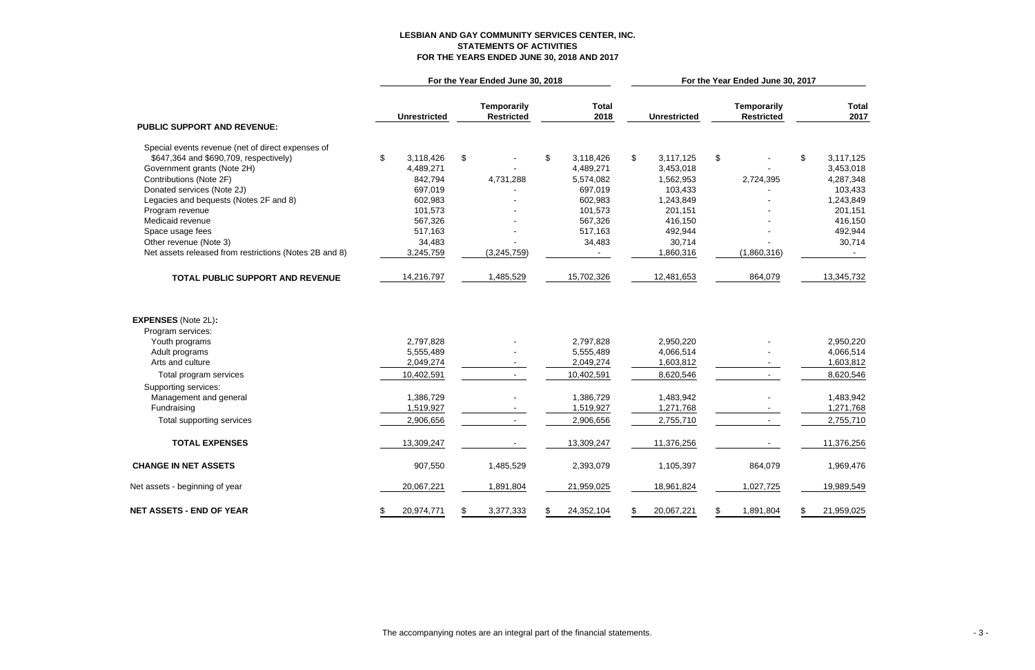## LESBIAN AND GAY COMMUNITY SERVICES CENTER, INC.
## STATEMENTS OF ACTIVITIES
## FOR THE YEARS ENDED JUNE 30, 2018 AND 2017

| | For the Year Ended June 30, 2018 | | | For the Year Ended June 30, 2017 | | |
|---|---|---|---|---|---|---|
| | Unrestricted | Temporarily Restricted | Total 2018 | Unrestricted | Temporarily Restricted | Total 2017 |
| **PUBLIC SUPPORT AND REVENUE:** | | | | | | |
| Special events revenue (net of direct expenses of $647,364 and $690,709, respectively) | $ 3,118,426 | $ - | $ 3,118,426 | $ 3,117,125 | $ - | $ 3,117,125 |
| Government grants (Note 2H) | 4,489,271 | - | 4,489,271 | 3,453,018 | - | 3,453,018 |
| Contributions (Note 2F) | 842,794 | 4,731,288 | 5,574,082 | 1,562,953 | 2,724,395 | 4,287,348 |
| Donated services (Note 2J) | 697,019 | - | 697,019 | 103,433 | - | 103,433 |
| Legacies and bequests (Notes 2F and 8) | 602,983 | - | 602,983 | 1,243,849 | - | 1,243,849 |
| Program revenue | 101,573 | - | 101,573 | 201,151 | - | 201,151 |
| Medicaid revenue | 567,326 | - | 567,326 | 416,150 | - | 416,150 |
| Space usage fees | 517,163 | - | 517,163 | 492,944 | - | 492,944 |
| Other revenue (Note 3) | 34,483 | - | 34,483 | 30,714 | - | 30,714 |
| Net assets released from restrictions (Notes 2B and 8) | 3,245,759 | (3,245,759) | - | 1,860,316 | (1,860,316) | - |
| **TOTAL PUBLIC SUPPORT AND REVENUE** | 14,216,797 | 1,485,529 | 15,702,326 | 12,481,653 | 864,079 | 13,345,732 |
| **EXPENSES** (Note 2L)**:** | | | | | | |
| Program services: | | | | | | |
| Youth programs | 2,797,828 | - | 2,797,828 | 2,950,220 | - | 2,950,220 |
| Adult programs | 5,555,489 | - | 5,555,489 | 4,066,514 | - | 4,066,514 |
| Arts and culture | 2,049,274 | - | 2,049,274 | 1,603,812 | - | 1,603,812 |
| Total program services | 10,402,591 | - | 10,402,591 | 8,620,546 | - | 8,620,546 |
| Supporting services: | | | | | | |
| Management and general | 1,386,729 | - | 1,386,729 | 1,483,942 | - | 1,483,942 |
| Fundraising | 1,519,927 | - | 1,519,927 | 1,271,768 | - | 1,271,768 |
| Total supporting services | 2,906,656 | - | 2,906,656 | 2,755,710 | - | 2,755,710 |
| **TOTAL EXPENSES** | 13,309,247 | - | 13,309,247 | 11,376,256 | - | 11,376,256 |
| **CHANGE IN NET ASSETS** | 907,550 | 1,485,529 | 2,393,079 | 1,105,397 | 864,079 | 1,969,476 |
| Net assets - beginning of year | 20,067,221 | 1,891,804 | 21,959,025 | 18,961,824 | 1,027,725 | 19,989,549 |
| **NET ASSETS - END OF YEAR** | $ 20,974,771 | $ 3,377,333 | $ 24,352,104 | $ 20,067,221 | $ 1,891,804 | $ 21,959,025 |

The accompanying notes are an integral part of the financial statements.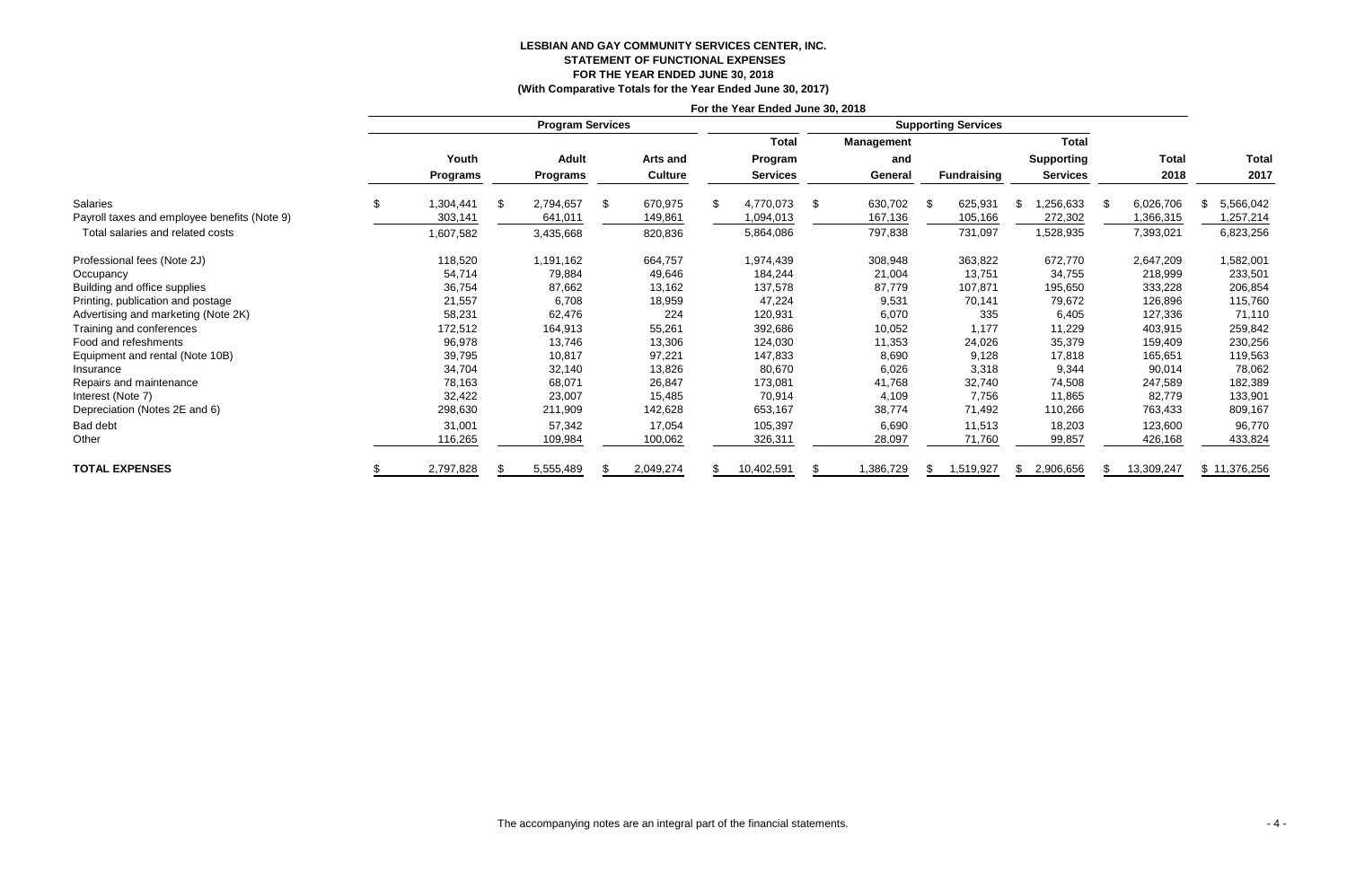**LESBIAN AND GAY COMMUNITY SERVICES CENTER, INC.**
**STATEMENT OF FUNCTIONAL EXPENSES**
**FOR THE YEAR ENDED JUNE 30, 2018**
**(With Comparative Totals for the Year Ended June 30, 2017)**

| | For the Year Ended June 30, 2018 | | | | | | | | |
|---|---|---|---|---|---|---|---|---|---|
| | Program Services | | | | Supporting Services | | | | |
| | Youth Programs | Adult Programs | Arts and Culture | Total Program Services | Management and General | Fundraising | Total Supporting Services | Total 2018 | Total 2017 |
| Salaries | $ 1,304,441 | $ 2,794,657 | $ 670,975 | $ 4,770,073 | $ 630,702 | $ 625,931 | $ 1,256,633 | $ 6,026,706 | $ 5,566,042 |
| Payroll taxes and employee benefits (Note 9) | 303,141 | 641,011 | 149,861 | 1,094,013 | 167,136 | 105,166 | 272,302 | 1,366,315 | 1,257,214 |
| Total salaries and related costs | 1,607,582 | 3,435,668 | 820,836 | 5,864,086 | 797,838 | 731,097 | 1,528,935 | 7,393,021 | 6,823,256 |
| Professional fees (Note 2J) | 118,520 | 1,191,162 | 664,757 | 1,974,439 | 308,948 | 363,822 | 672,770 | 2,647,209 | 1,582,001 |
| Occupancy | 54,714 | 79,884 | 49,646 | 184,244 | 21,004 | 13,751 | 34,755 | 218,999 | 233,501 |
| Building and office supplies | 36,754 | 87,662 | 13,162 | 137,578 | 87,779 | 107,871 | 195,650 | 333,228 | 206,854 |
| Printing, publication and postage | 21,557 | 6,708 | 18,959 | 47,224 | 9,531 | 70,141 | 79,672 | 126,896 | 115,760 |
| Advertising and marketing (Note 2K) | 58,231 | 62,476 | 224 | 120,931 | 6,070 | 335 | 6,405 | 127,336 | 71,110 |
| Training and conferences | 172,512 | 164,913 | 55,261 | 392,686 | 10,052 | 1,177 | 11,229 | 403,915 | 259,842 |
| Food and refeshments | 96,978 | 13,746 | 13,306 | 124,030 | 11,353 | 24,026 | 35,379 | 159,409 | 230,256 |
| Equipment and rental (Note 10B) | 39,795 | 10,817 | 97,221 | 147,833 | 8,690 | 9,128 | 17,818 | 165,651 | 119,563 |
| Insurance | 34,704 | 32,140 | 13,826 | 80,670 | 6,026 | 3,318 | 9,344 | 90,014 | 78,062 |
| Repairs and maintenance | 78,163 | 68,071 | 26,847 | 173,081 | 41,768 | 32,740 | 74,508 | 247,589 | 182,389 |
| Interest (Note 7) | 32,422 | 23,007 | 15,485 | 70,914 | 4,109 | 7,756 | 11,865 | 82,779 | 133,901 |
| Depreciation (Notes 2E and 6) | 298,630 | 211,909 | 142,628 | 653,167 | 38,774 | 71,492 | 110,266 | 763,433 | 809,167 |
| Bad debt | 31,001 | 57,342 | 17,054 | 105,397 | 6,690 | 11,513 | 18,203 | 123,600 | 96,770 |
| Other | 116,265 | 109,984 | 100,062 | 326,311 | 28,097 | 71,760 | 99,857 | 426,168 | 433,824 |
| **TOTAL EXPENSES** | $ 2,797,828 | $ 5,555,489 | $ 2,049,274 | $ 10,402,591 | $ 1,386,729 | $ 1,519,927 | $ 2,906,656 | $ 13,309,247 | $ 11,376,256 |

The accompanying notes are an integral part of the financial statements.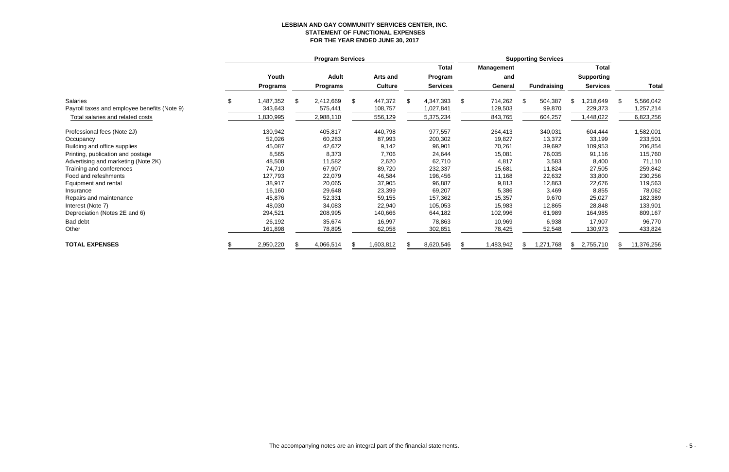**LESBIAN AND GAY COMMUNITY SERVICES CENTER, INC.**
**STATEMENT OF FUNCTIONAL EXPENSES**
**FOR THE YEAR ENDED JUNE 30, 2017**

| | Program Services | | | | Supporting Services | | | |
|---|---|---|---|---|---|---|---|---|
| | Youth Programs | Adult Programs | Arts and Culture | Total Program Services | Management and General | Fundraising | Total Supporting Services | Total |
| Salaries | $ 1,487,352 | $ 2,412,669 | $ 447,372 | $ 4,347,393 | $ 714,262 | $ 504,387 | $ 1,218,649 | $ 5,566,042 |
| Payroll taxes and employee benefits (Note 9) | 343,643 | 575,441 | 108,757 | 1,027,841 | 129,503 | 99,870 | 229,373 | 1,257,214 |
| Total salaries and related costs | 1,830,995 | 2,988,110 | 556,129 | 5,375,234 | 843,765 | 604,257 | 1,448,022 | 6,823,256 |
| Professional fees (Note 2J) | 130,942 | 405,817 | 440,798 | 977,557 | 264,413 | 340,031 | 604,444 | 1,582,001 |
| Occupancy | 52,026 | 60,283 | 87,993 | 200,302 | 19,827 | 13,372 | 33,199 | 233,501 |
| Building and office supplies | 45,087 | 42,672 | 9,142 | 96,901 | 70,261 | 39,692 | 109,953 | 206,854 |
| Printing, publication and postage | 8,565 | 8,373 | 7,706 | 24,644 | 15,081 | 76,035 | 91,116 | 115,760 |
| Advertising and marketing (Note 2K) | 48,508 | 11,582 | 2,620 | 62,710 | 4,817 | 3,583 | 8,400 | 71,110 |
| Training and conferences | 74,710 | 67,907 | 89,720 | 232,337 | 15,681 | 11,824 | 27,505 | 259,842 |
| Food and refeshments | 127,793 | 22,079 | 46,584 | 196,456 | 11,168 | 22,632 | 33,800 | 230,256 |
| Equipment and rental | 38,917 | 20,065 | 37,905 | 96,887 | 9,813 | 12,863 | 22,676 | 119,563 |
| Insurance | 16,160 | 29,648 | 23,399 | 69,207 | 5,386 | 3,469 | 8,855 | 78,062 |
| Repairs and maintenance | 45,876 | 52,331 | 59,155 | 157,362 | 15,357 | 9,670 | 25,027 | 182,389 |
| Interest (Note 7) | 48,030 | 34,083 | 22,940 | 105,053 | 15,983 | 12,865 | 28,848 | 133,901 |
| Depreciation (Notes 2E and 6) | 294,521 | 208,995 | 140,666 | 644,182 | 102,996 | 61,989 | 164,985 | 809,167 |
| Bad debt | 26,192 | 35,674 | 16,997 | 78,863 | 10,969 | 6,938 | 17,907 | 96,770 |
| Other | 161,898 | 78,895 | 62,058 | 302,851 | 78,425 | 52,548 | 130,973 | 433,824 |
| **TOTAL EXPENSES** | $ 2,950,220 | $ 4,066,514 | $ 1,603,812 | $ 8,620,546 | $ 1,483,942 | $ 1,271,768 | $ 2,755,710 | $ 11,376,256 |

The accompanying notes are an integral part of the financial statements.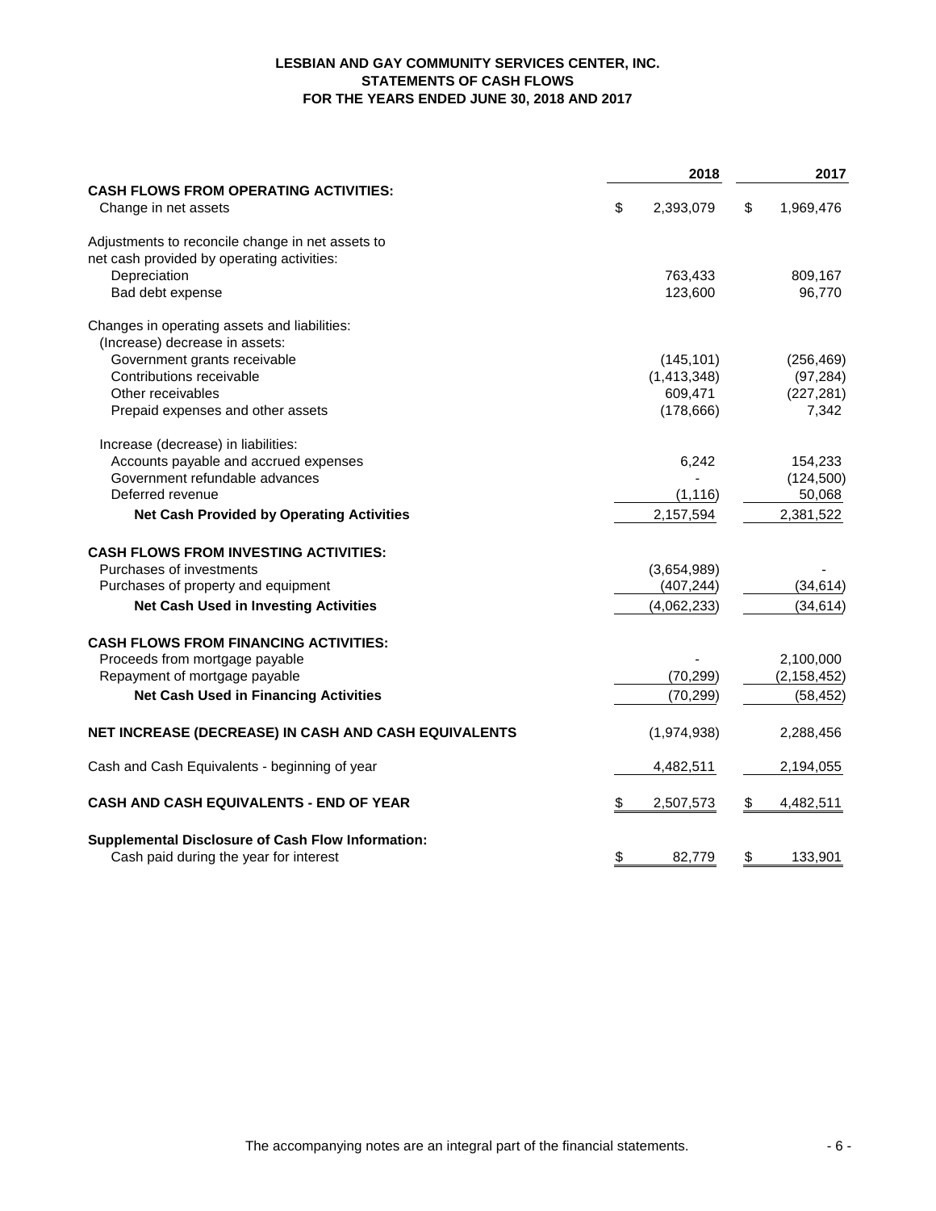**LESBIAN AND GAY COMMUNITY SERVICES CENTER, INC.**
**STATEMENTS OF CASH FLOWS**
**FOR THE YEARS ENDED JUNE 30, 2018 AND 2017**

| | 2018 | 2017 |
|---|---|---|
| **CASH FLOWS FROM OPERATING ACTIVITIES:** | | |
| Change in net assets | $ 2,393,079 | $ 1,969,476 |
| Adjustments to reconcile change in net assets to net cash provided by operating activities: | | |
| Depreciation | 763,433 | 809,167 |
| Bad debt expense | 123,600 | 96,770 |
| Changes in operating assets and liabilities: | | |
| (Increase) decrease in assets: | | |
| Government grants receivable | (145,101) | (256,469) |
| Contributions receivable | (1,413,348) | (97,284) |
| Other receivables | 609,471 | (227,281) |
| Prepaid expenses and other assets | (178,666) | 7,342 |
| Increase (decrease) in liabilities: | | |
| Accounts payable and accrued expenses | 6,242 | 154,233 |
| Government refundable advances | - | (124,500) |
| Deferred revenue | (1,116) | 50,068 |
| **Net Cash Provided by Operating Activities** | 2,157,594 | 2,381,522 |
| **CASH FLOWS FROM INVESTING ACTIVITIES:** | | |
| Purchases of investments | (3,654,989) | - |
| Purchases of property and equipment | (407,244) | (34,614) |
| **Net Cash Used in Investing Activities** | (4,062,233) | (34,614) |
| **CASH FLOWS FROM FINANCING ACTIVITIES:** | | |
| Proceeds from mortgage payable | - | 2,100,000 |
| Repayment of mortgage payable | (70,299) | (2,158,452) |
| **Net Cash Used in Financing Activities** | (70,299) | (58,452) |
| **NET INCREASE (DECREASE) IN CASH AND CASH EQUIVALENTS** | (1,974,938) | 2,288,456 |
| Cash and Cash Equivalents - beginning of year | 4,482,511 | 2,194,055 |
| **CASH AND CASH EQUIVALENTS - END OF YEAR** | $ 2,507,573 | $ 4,482,511 |
| **Supplemental Disclosure of Cash Flow Information:** | | |
| Cash paid during the year for interest | $ 82,779 | $ 133,901 |

The accompanying notes are an integral part of the financial statements.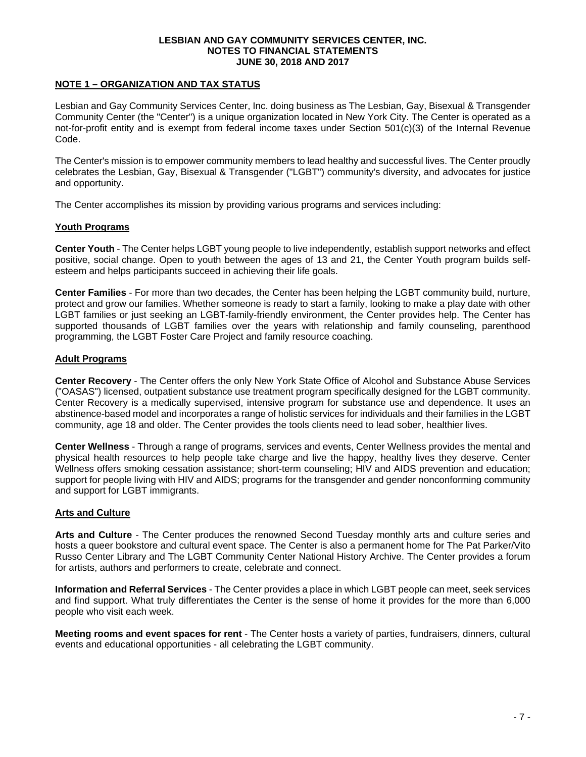# LESBIAN AND GAY COMMUNITY SERVICES CENTER, INC.
## NOTES TO FINANCIAL STATEMENTS
## JUNE 30, 2018 AND 2017

### NOTE 1 – ORGANIZATION AND TAX STATUS

Lesbian and Gay Community Services Center, Inc. doing business as The Lesbian, Gay, Bisexual & Transgender Community Center (the "Center") is a unique organization located in New York City. The Center is operated as a not-for-profit entity and is exempt from federal income taxes under Section 501(c)(3) of the Internal Revenue Code.

The Center's mission is to empower community members to lead healthy and successful lives. The Center proudly celebrates the Lesbian, Gay, Bisexual & Transgender ("LGBT") community's diversity, and advocates for justice and opportunity.

The Center accomplishes its mission by providing various programs and services including:

#### Youth Programs

**Center Youth** - The Center helps LGBT young people to live independently, establish support networks and effect positive, social change. Open to youth between the ages of 13 and 21, the Center Youth program builds self-esteem and helps participants succeed in achieving their life goals.

**Center Families** - For more than two decades, the Center has been helping the LGBT community build, nurture, protect and grow our families. Whether someone is ready to start a family, looking to make a play date with other LGBT families or just seeking an LGBT-family-friendly environment, the Center provides help. The Center has supported thousands of LGBT families over the years with relationship and family counseling, parenthood programming, the LGBT Foster Care Project and family resource coaching.

#### Adult Programs

**Center Recovery** - The Center offers the only New York State Office of Alcohol and Substance Abuse Services ("OASAS") licensed, outpatient substance use treatment program specifically designed for the LGBT community. Center Recovery is a medically supervised, intensive program for substance use and dependence. It uses an abstinence-based model and incorporates a range of holistic services for individuals and their families in the LGBT community, age 18 and older. The Center provides the tools clients need to lead sober, healthier lives.

**Center Wellness** - Through a range of programs, services and events, Center Wellness provides the mental and physical health resources to help people take charge and live the happy, healthy lives they deserve. Center Wellness offers smoking cessation assistance; short-term counseling; HIV and AIDS prevention and education; support for people living with HIV and AIDS; programs for the transgender and gender nonconforming community and support for LGBT immigrants.

#### Arts and Culture

**Arts and Culture** - The Center produces the renowned Second Tuesday monthly arts and culture series and hosts a queer bookstore and cultural event space. The Center is also a permanent home for The Pat Parker/Vito Russo Center Library and The LGBT Community Center National History Archive. The Center provides a forum for artists, authors and performers to create, celebrate and connect.

**Information and Referral Services** - The Center provides a place in which LGBT people can meet, seek services and find support. What truly differentiates the Center is the sense of home it provides for the more than 6,000 people who visit each week.

**Meeting rooms and event spaces for rent** - The Center hosts a variety of parties, fundraisers, dinners, cultural events and educational opportunities - all celebrating the LGBT community.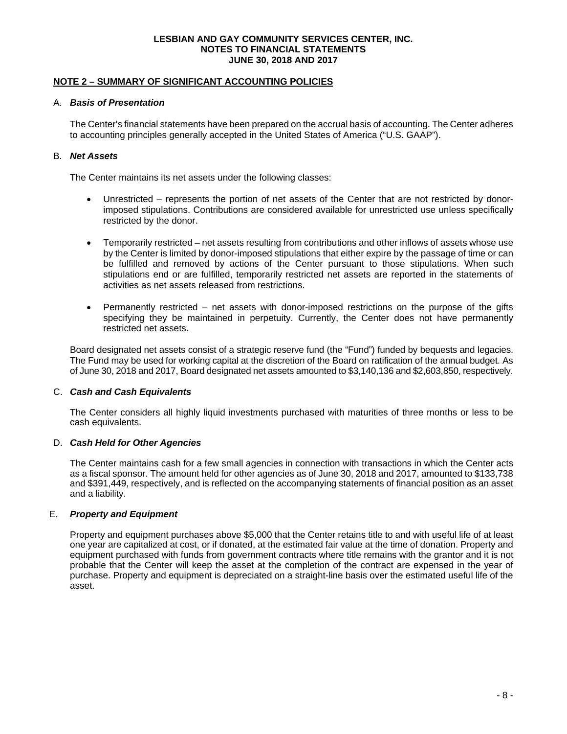## NOTE 2 – SUMMARY OF SIGNIFICANT ACCOUNTING POLICIES

A. ***Basis of Presentation***

The Center's financial statements have been prepared on the accrual basis of accounting. The Center adheres to accounting principles generally accepted in the United States of America ("U.S. GAAP").

B. ***Net Assets***

The Center maintains its net assets under the following classes:

- Unrestricted – represents the portion of net assets of the Center that are not restricted by donor-imposed stipulations. Contributions are considered available for unrestricted use unless specifically restricted by the donor.

- Temporarily restricted – net assets resulting from contributions and other inflows of assets whose use by the Center is limited by donor-imposed stipulations that either expire by the passage of time or can be fulfilled and removed by actions of the Center pursuant to those stipulations. When such stipulations end or are fulfilled, temporarily restricted net assets are reported in the statements of activities as net assets released from restrictions.

- Permanently restricted – net assets with donor-imposed restrictions on the purpose of the gifts specifying they be maintained in perpetuity. Currently, the Center does not have permanently restricted net assets.

Board designated net assets consist of a strategic reserve fund (the "Fund") funded by bequests and legacies. The Fund may be used for working capital at the discretion of the Board on ratification of the annual budget. As of June 30, 2018 and 2017, Board designated net assets amounted to $3,140,136 and $2,603,850, respectively.

C. ***Cash and Cash Equivalents***

The Center considers all highly liquid investments purchased with maturities of three months or less to be cash equivalents.

D. ***Cash Held for Other Agencies***

The Center maintains cash for a few small agencies in connection with transactions in which the Center acts as a fiscal sponsor. The amount held for other agencies as of June 30, 2018 and 2017, amounted to $133,738 and $391,449, respectively, and is reflected on the accompanying statements of financial position as an asset and a liability.

E. ***Property and Equipment***

Property and equipment purchases above $5,000 that the Center retains title to and with useful life of at least one year are capitalized at cost, or if donated, at the estimated fair value at the time of donation. Property and equipment purchased with funds from government contracts where title remains with the grantor and it is not probable that the Center will keep the asset at the completion of the contract are expensed in the year of purchase. Property and equipment is depreciated on a straight-line basis over the estimated useful life of the asset.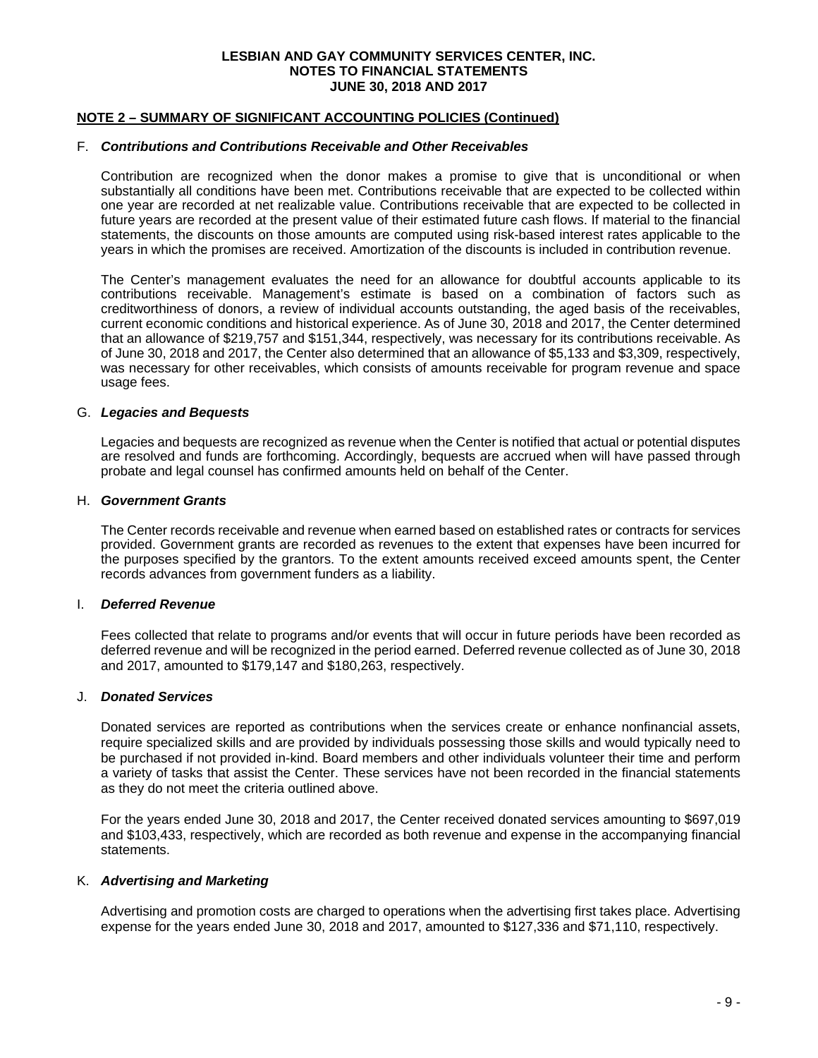## NOTE 2 – SUMMARY OF SIGNIFICANT ACCOUNTING POLICIES (Continued)

### F. *Contributions and Contributions Receivable and Other Receivables*

Contribution are recognized when the donor makes a promise to give that is unconditional or when substantially all conditions have been met. Contributions receivable that are expected to be collected within one year are recorded at net realizable value. Contributions receivable that are expected to be collected in future years are recorded at the present value of their estimated future cash flows. If material to the financial statements, the discounts on those amounts are computed using risk-based interest rates applicable to the years in which the promises are received. Amortization of the discounts is included in contribution revenue.

The Center's management evaluates the need for an allowance for doubtful accounts applicable to its contributions receivable. Management's estimate is based on a combination of factors such as creditworthiness of donors, a review of individual accounts outstanding, the aged basis of the receivables, current economic conditions and historical experience. As of June 30, 2018 and 2017, the Center determined that an allowance of $219,757 and $151,344, respectively, was necessary for its contributions receivable. As of June 30, 2018 and 2017, the Center also determined that an allowance of $5,133 and $3,309, respectively, was necessary for other receivables, which consists of amounts receivable for program revenue and space usage fees.

### G. *Legacies and Bequests*

Legacies and bequests are recognized as revenue when the Center is notified that actual or potential disputes are resolved and funds are forthcoming. Accordingly, bequests are accrued when will have passed through probate and legal counsel has confirmed amounts held on behalf of the Center.

### H. *Government Grants*

The Center records receivable and revenue when earned based on established rates or contracts for services provided. Government grants are recorded as revenues to the extent that expenses have been incurred for the purposes specified by the grantors. To the extent amounts received exceed amounts spent, the Center records advances from government funders as a liability.

### I. *Deferred Revenue*

Fees collected that relate to programs and/or events that will occur in future periods have been recorded as deferred revenue and will be recognized in the period earned. Deferred revenue collected as of June 30, 2018 and 2017, amounted to $179,147 and $180,263, respectively.

### J. *Donated Services*

Donated services are reported as contributions when the services create or enhance nonfinancial assets, require specialized skills and are provided by individuals possessing those skills and would typically need to be purchased if not provided in-kind. Board members and other individuals volunteer their time and perform a variety of tasks that assist the Center. These services have not been recorded in the financial statements as they do not meet the criteria outlined above.

For the years ended June 30, 2018 and 2017, the Center received donated services amounting to $697,019 and $103,433, respectively, which are recorded as both revenue and expense in the accompanying financial statements.

### K. *Advertising and Marketing*

Advertising and promotion costs are charged to operations when the advertising first takes place. Advertising expense for the years ended June 30, 2018 and 2017, amounted to $127,336 and $71,110, respectively.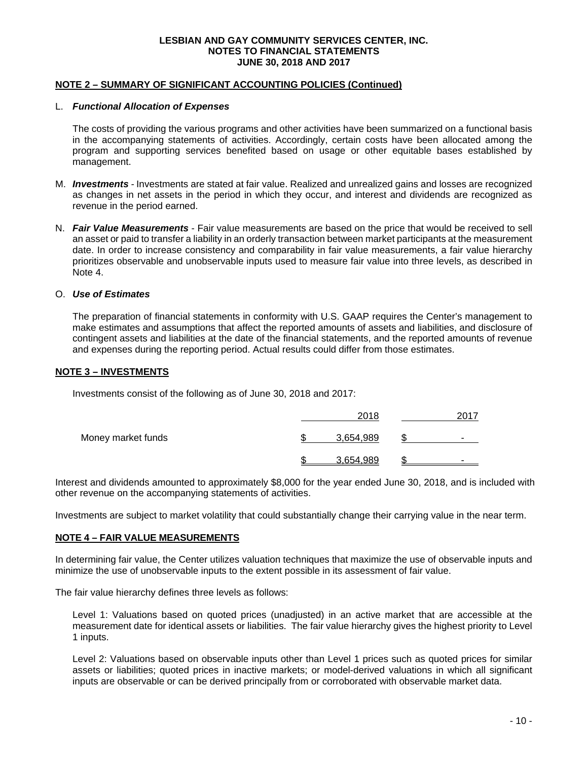## NOTE 2 – SUMMARY OF SIGNIFICANT ACCOUNTING POLICIES (Continued)

L. ***Functional Allocation of Expenses***

The costs of providing the various programs and other activities have been summarized on a functional basis in the accompanying statements of activities. Accordingly, certain costs have been allocated among the program and supporting services benefited based on usage or other equitable bases established by management.

M. ***Investments*** - Investments are stated at fair value. Realized and unrealized gains and losses are recognized as changes in net assets in the period in which they occur, and interest and dividends are recognized as revenue in the period earned.

N. ***Fair Value Measurements*** - Fair value measurements are based on the price that would be received to sell an asset or paid to transfer a liability in an orderly transaction between market participants at the measurement date. In order to increase consistency and comparability in fair value measurements, a fair value hierarchy prioritizes observable and unobservable inputs used to measure fair value into three levels, as described in Note 4.

O. ***Use of Estimates***

The preparation of financial statements in conformity with U.S. GAAP requires the Center's management to make estimates and assumptions that affect the reported amounts of assets and liabilities, and disclosure of contingent assets and liabilities at the date of the financial statements, and the reported amounts of revenue and expenses during the reporting period. Actual results could differ from those estimates.

## NOTE 3 – INVESTMENTS

Investments consist of the following as of June 30, 2018 and 2017:

| | 2018 | 2017 |
|---|---|---|
| Money market funds | $ 3,654,989 | $ - |
| | $ 3,654,989 | $ - |

Interest and dividends amounted to approximately $8,000 for the year ended June 30, 2018, and is included with other revenue on the accompanying statements of activities.

Investments are subject to market volatility that could substantially change their carrying value in the near term.

## NOTE 4 – FAIR VALUE MEASUREMENTS

In determining fair value, the Center utilizes valuation techniques that maximize the use of observable inputs and minimize the use of unobservable inputs to the extent possible in its assessment of fair value.

The fair value hierarchy defines three levels as follows:

Level 1: Valuations based on quoted prices (unadjusted) in an active market that are accessible at the measurement date for identical assets or liabilities. The fair value hierarchy gives the highest priority to Level 1 inputs.

Level 2: Valuations based on observable inputs other than Level 1 prices such as quoted prices for similar assets or liabilities; quoted prices in inactive markets; or model-derived valuations in which all significant inputs are observable or can be derived principally from or corroborated with observable market data.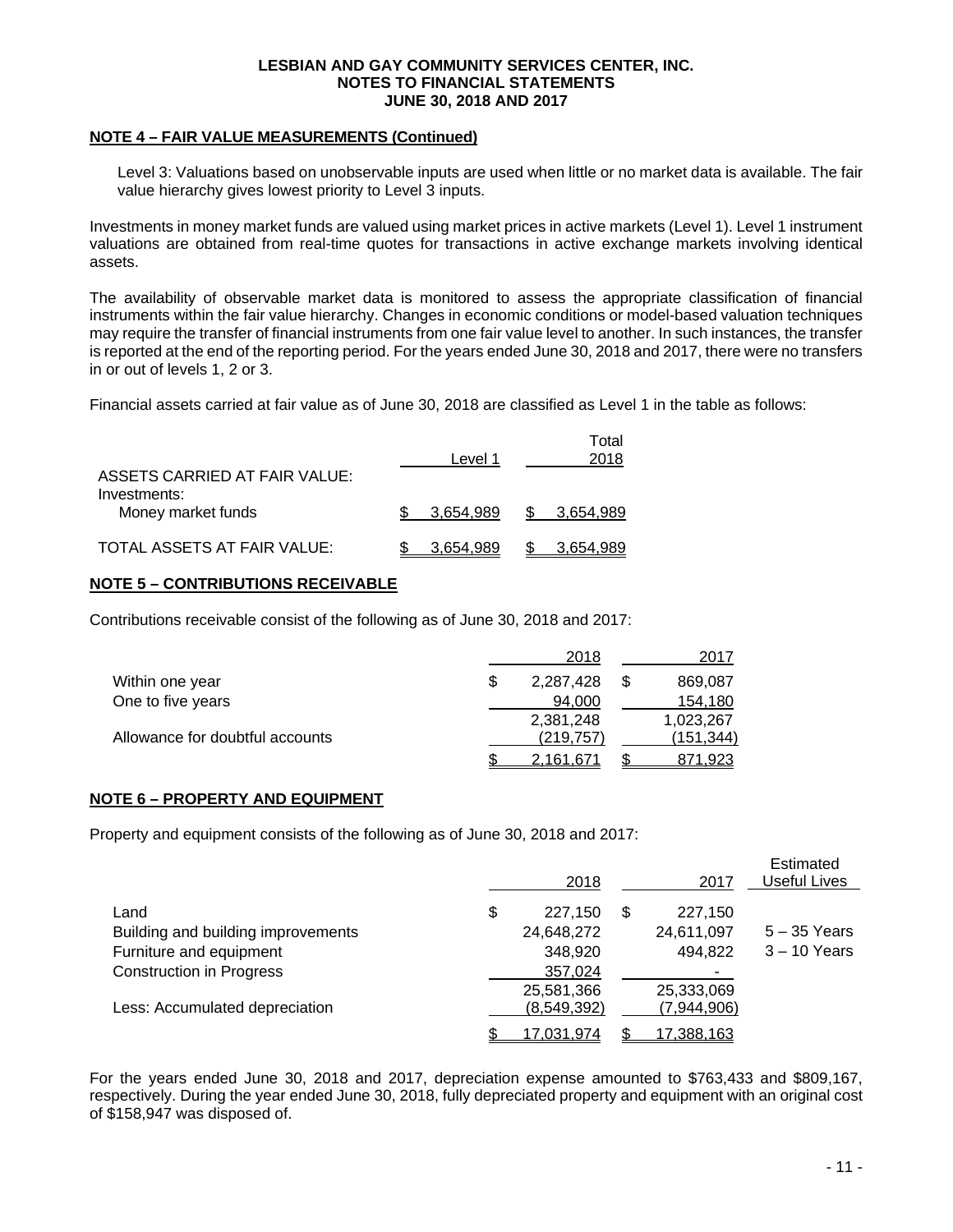## NOTE 4 – FAIR VALUE MEASUREMENTS (Continued)

Level 3: Valuations based on unobservable inputs are used when little or no market data is available. The fair value hierarchy gives lowest priority to Level 3 inputs.

Investments in money market funds are valued using market prices in active markets (Level 1). Level 1 instrument valuations are obtained from real-time quotes for transactions in active exchange markets involving identical assets.

The availability of observable market data is monitored to assess the appropriate classification of financial instruments within the fair value hierarchy. Changes in economic conditions or model-based valuation techniques may require the transfer of financial instruments from one fair value level to another. In such instances, the transfer is reported at the end of the reporting period. For the years ended June 30, 2018 and 2017, there were no transfers in or out of levels 1, 2 or 3.

Financial assets carried at fair value as of June 30, 2018 are classified as Level 1 in the table as follows:

| | Level 1 | Total 2018 |
|---|---|---|
| ASSETS CARRIED AT FAIR VALUE: | | |
| Investments: | | |
| Money market funds | $ 3,654,989 | $ 3,654,989 |
| TOTAL ASSETS AT FAIR VALUE: | $ 3,654,989 | $ 3,654,989 |

## NOTE 5 – CONTRIBUTIONS RECEIVABLE

Contributions receivable consist of the following as of June 30, 2018 and 2017:

| | 2018 | 2017 |
|---|---|---|
| Within one year | $ 2,287,428 | $ 869,087 |
| One to five years | 94,000 | 154,180 |
| | 2,381,248 | 1,023,267 |
| Allowance for doubtful accounts | (219,757) | (151,344) |
| | $ 2,161,671 | $ 871,923 |

## NOTE 6 – PROPERTY AND EQUIPMENT

Property and equipment consists of the following as of June 30, 2018 and 2017:

| | 2018 | 2017 | Estimated Useful Lives |
|---|---|---|---|
| Land | $ 227,150 | $ 227,150 | |
| Building and building improvements | 24,648,272 | 24,611,097 | 5 – 35 Years |
| Furniture and equipment | 348,920 | 494,822 | 3 – 10 Years |
| Construction in Progress | 357,024 | - | |
| | 25,581,366 | 25,333,069 | |
| Less: Accumulated depreciation | (8,549,392) | (7,944,906) | |
| | $ 17,031,974 | $ 17,388,163 | |

For the years ended June 30, 2018 and 2017, depreciation expense amounted to $763,433 and $809,167, respectively. During the year ended June 30, 2018, fully depreciated property and equipment with an original cost of $158,947 was disposed of.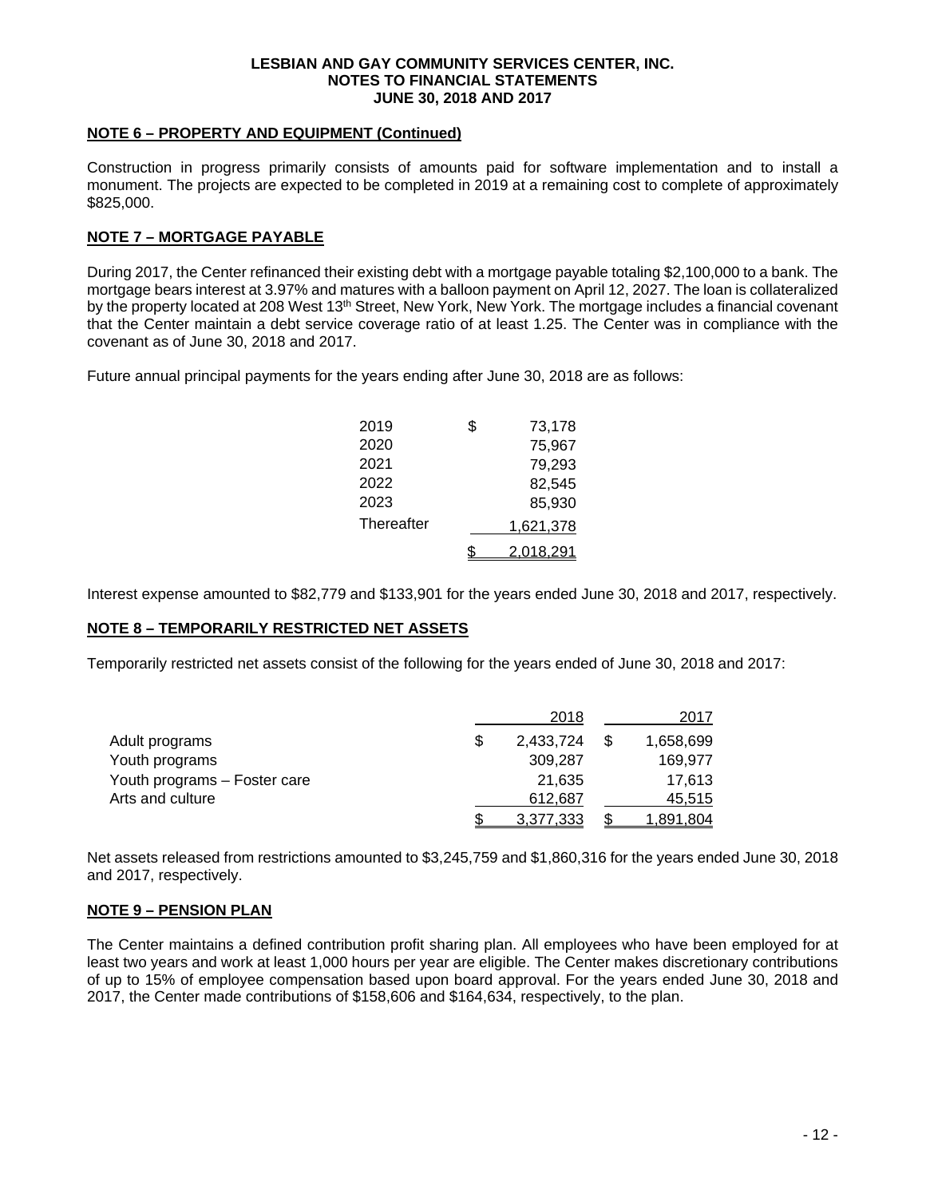## NOTE 6 – PROPERTY AND EQUIPMENT (Continued)

Construction in progress primarily consists of amounts paid for software implementation and to install a monument. The projects are expected to be completed in 2019 at a remaining cost to complete of approximately $825,000.

## NOTE 7 – MORTGAGE PAYABLE

During 2017, the Center refinanced their existing debt with a mortgage payable totaling $2,100,000 to a bank. The mortgage bears interest at 3.97% and matures with a balloon payment on April 12, 2027. The loan is collateralized by the property located at 208 West 13th Street, New York, New York. The mortgage includes a financial covenant that the Center maintain a debt service coverage ratio of at least 1.25. The Center was in compliance with the covenant as of June 30, 2018 and 2017.

Future annual principal payments for the years ending after June 30, 2018 are as follows:

| | |
|---|---|
| 2019 | $ 73,178 |
| 2020 | 75,967 |
| 2021 | 79,293 |
| 2022 | 82,545 |
| 2023 | 85,930 |
| Thereafter | 1,621,378 |
| | $ 2,018,291 |

Interest expense amounted to $82,779 and $133,901 for the years ended June 30, 2018 and 2017, respectively.

## NOTE 8 – TEMPORARILY RESTRICTED NET ASSETS

Temporarily restricted net assets consist of the following for the years ended of June 30, 2018 and 2017:

| | 2018 | 2017 |
|---|---|---|
| Adult programs | $ 2,433,724 | $ 1,658,699 |
| Youth programs | 309,287 | 169,977 |
| Youth programs – Foster care | 21,635 | 17,613 |
| Arts and culture | 612,687 | 45,515 |
| | $ 3,377,333 | $ 1,891,804 |

Net assets released from restrictions amounted to $3,245,759 and $1,860,316 for the years ended June 30, 2018 and 2017, respectively.

## NOTE 9 – PENSION PLAN

The Center maintains a defined contribution profit sharing plan. All employees who have been employed for at least two years and work at least 1,000 hours per year are eligible. The Center makes discretionary contributions of up to 15% of employee compensation based upon board approval. For the years ended June 30, 2018 and 2017, the Center made contributions of $158,606 and $164,634, respectively, to the plan.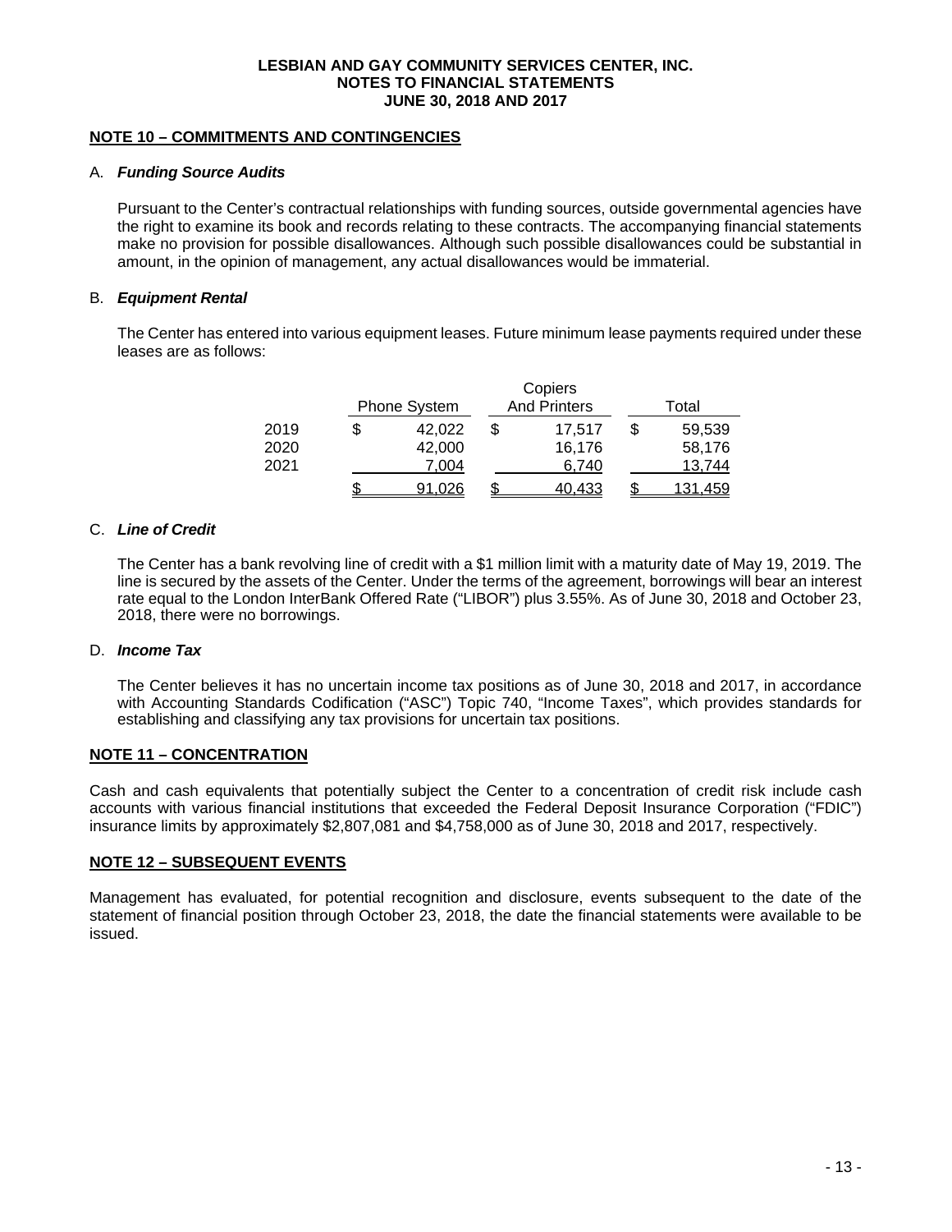**LESBIAN AND GAY COMMUNITY SERVICES CENTER, INC.**
**NOTES TO FINANCIAL STATEMENTS**
**JUNE 30, 2018 AND 2017**

## NOTE 10 – COMMITMENTS AND CONTINGENCIES

### A. *Funding Source Audits*

Pursuant to the Center's contractual relationships with funding sources, outside governmental agencies have the right to examine its book and records relating to these contracts. The accompanying financial statements make no provision for possible disallowances. Although such possible disallowances could be substantial in amount, in the opinion of management, any actual disallowances would be immaterial.

### B. *Equipment Rental*

The Center has entered into various equipment leases. Future minimum lease payments required under these leases are as follows:

| | Phone System | Copiers And Printers | Total |
|---|---|---|---|
| 2019 | $ 42,022 | $ 17,517 | $ 59,539 |
| 2020 | 42,000 | 16,176 | 58,176 |
| 2021 | 7,004 | 6,740 | 13,744 |
| | $ 91,026 | $ 40,433 | $ 131,459 |

### C. *Line of Credit*

The Center has a bank revolving line of credit with a $1 million limit with a maturity date of May 19, 2019. The line is secured by the assets of the Center. Under the terms of the agreement, borrowings will bear an interest rate equal to the London InterBank Offered Rate ("LIBOR") plus 3.55%. As of June 30, 2018 and October 23, 2018, there were no borrowings.

### D. *Income Tax*

The Center believes it has no uncertain income tax positions as of June 30, 2018 and 2017, in accordance with Accounting Standards Codification ("ASC") Topic 740, "Income Taxes", which provides standards for establishing and classifying any tax provisions for uncertain tax positions.

## NOTE 11 – CONCENTRATION

Cash and cash equivalents that potentially subject the Center to a concentration of credit risk include cash accounts with various financial institutions that exceeded the Federal Deposit Insurance Corporation ("FDIC") insurance limits by approximately $2,807,081 and $4,758,000 as of June 30, 2018 and 2017, respectively.

## NOTE 12 – SUBSEQUENT EVENTS

Management has evaluated, for potential recognition and disclosure, events subsequent to the date of the statement of financial position through October 23, 2018, the date the financial statements were available to be issued.